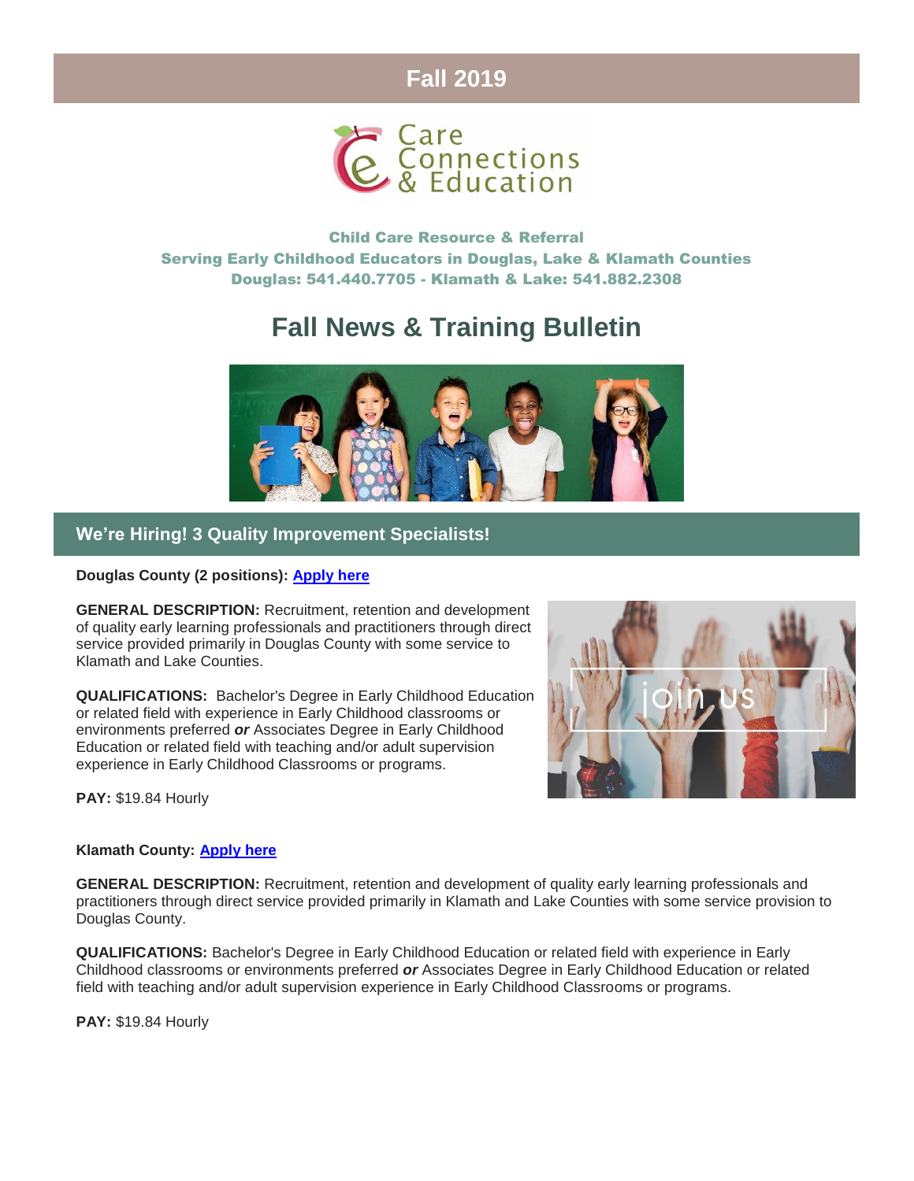## Fall 2019

Care Connections & Education

**Child Care Resource & Referral**
**Serving Early Childhood Educators in Douglas, Lake & Klamath Counties**
**Douglas: 541.440.7705 - Klamath & Lake: 541.882.2308**

# Fall News & Training Bulletin

## We're Hiring! 3 Quality Improvement Specialists!

**Douglas County (2 positions): Apply here**

**GENERAL DESCRIPTION:** Recruitment, retention and development of quality early learning professionals and practitioners through direct service provided primarily in Douglas County with some service to Klamath and Lake Counties.

**QUALIFICATIONS:** Bachelor's Degree in Early Childhood Education or related field with experience in Early Childhood classrooms or environments preferred ***or*** Associates Degree in Early Childhood Education or related field with teaching and/or adult supervision experience in Early Childhood Classrooms or programs.

**PAY:** $19.84 Hourly

**Klamath County: Apply here**

**GENERAL DESCRIPTION:** Recruitment, retention and development of quality early learning professionals and practitioners through direct service provided primarily in Klamath and Lake Counties with some service provision to Douglas County.

**QUALIFICATIONS:** Bachelor's Degree in Early Childhood Education or related field with experience in Early Childhood classrooms or environments preferred ***or*** Associates Degree in Early Childhood Education or related field with teaching and/or adult supervision experience in Early Childhood Classrooms or programs.

**PAY:** $19.84 Hourly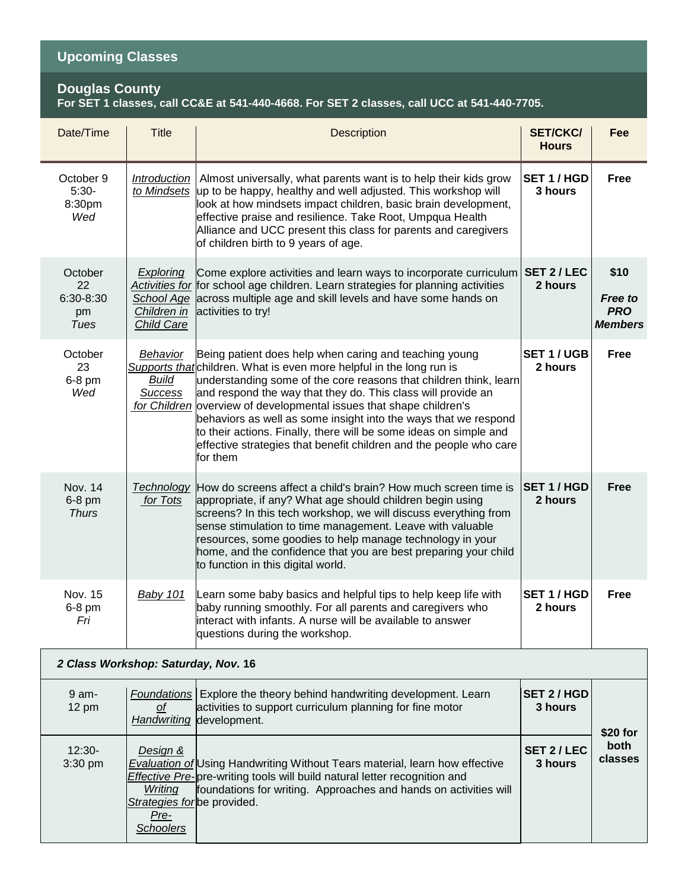## Upcoming Classes

### Douglas County

**For SET 1 classes, call CC&E at 541-440-4668. For SET 2 classes, call UCC at 541-440-7705.**

| Date/Time | Title | Description | SET/CKC/ Hours | Fee |
|---|---|---|---|---|
| October 9 5:30-8:30pm *Wed* | *Introduction to Mindsets* | Almost universally, what parents want is to help their kids grow up to be happy, healthy and well adjusted. This workshop will look at how mindsets impact children, basic brain development, effective praise and resilience. Take Root, Umpqua Health Alliance and UCC present this class for parents and caregivers of children birth to 9 years of age. | **SET 1 / HGD 3 hours** | **Free** |
| October 22 6:30-8:30 pm *Tues* | *Exploring Activities for School Age Children in Child Care* | Come explore activities and learn ways to incorporate curriculum for school age children. Learn strategies for planning activities across multiple age and skill levels and have some hands on activities to try! | **SET 2 / LEC 2 hours** | **$10** ***Free to PRO Members*** |
| October 23 6-8 pm *Wed* | *Behavior Supports that Build Success for Children* | Being patient does help when caring and teaching young children. What is even more helpful in the long run is understanding some of the core reasons that children think, learn and respond the way that they do. This class will provide an overview of developmental issues that shape children's behaviors as well as some insight into the ways that we respond to their actions. Finally, there will be some ideas on simple and effective strategies that benefit children and the people who care for them | **SET 1 / UGB 2 hours** | **Free** |
| Nov. 14 6-8 pm *Thurs* | *Technology for Tots* | How do screens affect a child's brain? How much screen time is appropriate, if any? What age should children begin using screens? In this tech workshop, we will discuss everything from sense stimulation to time management. Leave with valuable resources, some goodies to help manage technology in your home, and the confidence that you are best preparing your child to function in this digital world. | **SET 1 / HGD 2 hours** | **Free** |
| Nov. 15 6-8 pm *Fri* | *Baby 101* | Learn some baby basics and helpful tips to help keep life with baby running smoothly. For all parents and caregivers who interact with infants. A nurse will be available to answer questions during the workshop. | **SET 1 / HGD 2 hours** | **Free** |
| ***2 Class Workshop: Saturday, Nov.* 16** | | | | |
| 9 am-12 pm | *Foundations of Handwriting* | Explore the theory behind handwriting development. Learn activities to support curriculum planning for fine motor development. | **SET 2 / HGD 3 hours** | **$20 for both classes** |
| 12:30-3:30 pm | *Design & Evaluation of Effective Pre-Writing Strategies for Pre-Schoolers* | Using Handwriting Without Tears material, learn how effective pre-writing tools will build natural letter recognition and foundations for writing. Approaches and hands on activities will be provided. | **SET 2 / LEC 3 hours** | |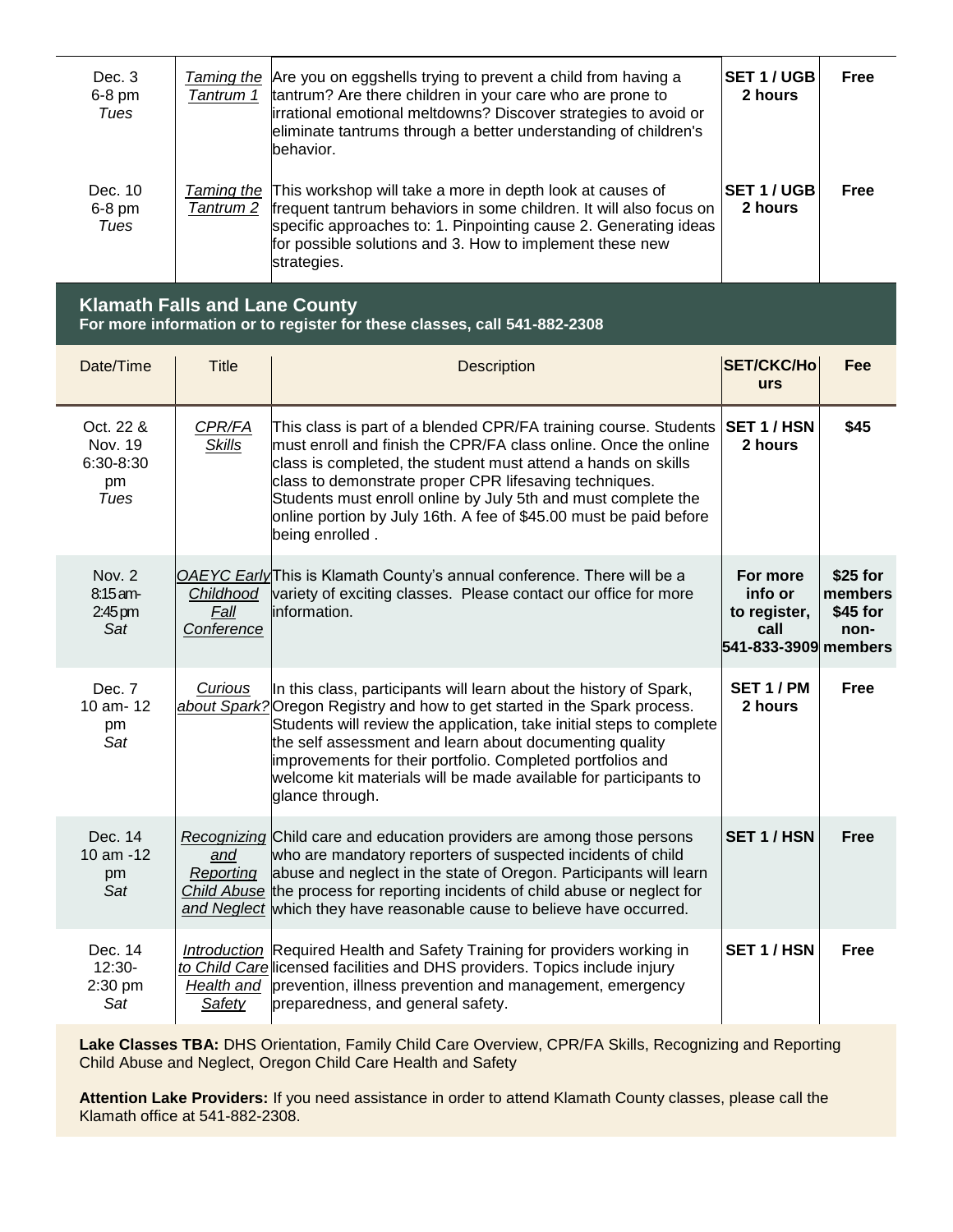| | | | | |
|---|---|---|---|---|
| Dec. 3<br>6-8 pm<br>*Tues* | *Taming the Tantrum 1* | Are you on eggshells trying to prevent a child from having a tantrum? Are there children in your care who are prone to irrational emotional meltdowns? Discover strategies to avoid or eliminate tantrums through a better understanding of children's behavior. | **SET 1 / UGB 2 hours** | **Free** |
| Dec. 10<br>6-8 pm<br>*Tues* | *Taming the Tantrum 2* | This workshop will take a more in depth look at causes of frequent tantrum behaviors in some children. It will also focus on specific approaches to: 1. Pinpointing cause 2. Generating ideas for possible solutions and 3. How to implement these new strategies. | **SET 1 / UGB 2 hours** | **Free** |

## Klamath Falls and Lane County

**For more information or to register for these classes, call 541-882-2308**

| Date/Time | Title | Description | SET/CKC/Hours | Fee |
|---|---|---|---|---|
| Oct. 22 & Nov. 19<br>6:30-8:30 pm<br>*Tues* | *CPR/FA Skills* | This class is part of a blended CPR/FA training course. Students must enroll and finish the CPR/FA class online. Once the online class is completed, the student must attend a hands on skills class to demonstrate proper CPR lifesaving techniques. Students must enroll online by July 5th and must complete the online portion by July 16th. A fee of $45.00 must be paid before being enrolled . | **SET 1 / HSN 2 hours** | **$45** |
| Nov. 2<br>8:15 am-2:45 pm<br>*Sat* | *OAEYC Early Childhood Fall Conference* | This is Klamath County's annual conference. There will be a variety of exciting classes. Please contact our office for more information. | **For more info or to register, call 541-833-3909** | **$25 for members $45 for non-members** |
| Dec. 7<br>10 am- 12 pm<br>*Sat* | *Curious about Spark?* | In this class, participants will learn about the history of Spark, Oregon Registry and how to get started in the Spark process. Students will review the application, take initial steps to complete the self assessment and learn about documenting quality improvements for their portfolio. Completed portfolios and welcome kit materials will be made available for participants to glance through. | **SET 1 / PM 2 hours** | **Free** |
| Dec. 14<br>10 am -12 pm<br>*Sat* | *Recognizing and Reporting Child Abuse and Neglect* | Child care and education providers are among those persons who are mandatory reporters of suspected incidents of child abuse and neglect in the state of Oregon. Participants will learn the process for reporting incidents of child abuse or neglect for which they have reasonable cause to believe have occurred. | **SET 1 / HSN** | **Free** |
| Dec. 14<br>12:30-2:30 pm<br>*Sat* | *Introduction to Child Care Health and Safety* | Required Health and Safety Training for providers working in licensed facilities and DHS providers. Topics include injury prevention, illness prevention and management, emergency preparedness, and general safety. | **SET 1 / HSN** | **Free** |

**Lake Classes TBA:** DHS Orientation, Family Child Care Overview, CPR/FA Skills, Recognizing and Reporting Child Abuse and Neglect, Oregon Child Care Health and Safety

**Attention Lake Providers:** If you need assistance in order to attend Klamath County classes, please call the Klamath office at 541-882-2308.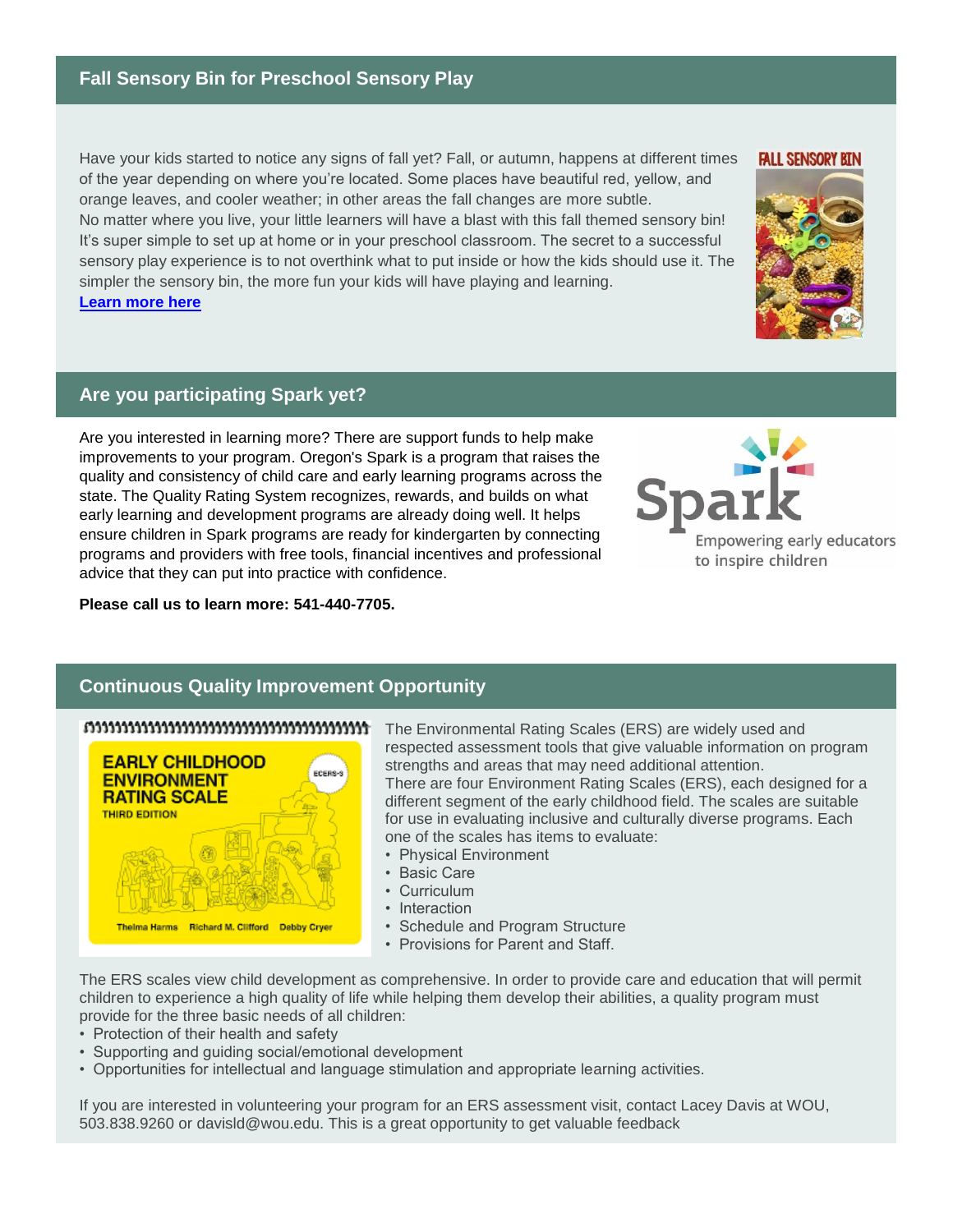## Fall Sensory Bin for Preschool Sensory Play

Have your kids started to notice any signs of fall yet? Fall, or autumn, happens at different times of the year depending on where you're located. Some places have beautiful red, yellow, and orange leaves, and cooler weather; in other areas the fall changes are more subtle.
No matter where you live, your little learners will have a blast with this fall themed sensory bin! It's super simple to set up at home or in your preschool classroom. The secret to a successful sensory play experience is to not overthink what to put inside or how the kids should use it. The simpler the sensory bin, the more fun your kids will have playing and learning.
**Learn more here**

## Are you participating Spark yet?

Are you interested in learning more? There are support funds to help make improvements to your program. Oregon's Spark is a program that raises the quality and consistency of child care and early learning programs across the state. The Quality Rating System recognizes, rewards, and builds on what early learning and development programs are already doing well. It helps ensure children in Spark programs are ready for kindergarten by connecting programs and providers with free tools, financial incentives and professional advice that they can put into practice with confidence.

**Please call us to learn more: 541-440-7705.**

## Continuous Quality Improvement Opportunity

The Environmental Rating Scales (ERS) are widely used and respected assessment tools that give valuable information on program strengths and areas that may need additional attention.
There are four Environment Rating Scales (ERS), each designed for a different segment of the early childhood field. The scales are suitable for use in evaluating inclusive and culturally diverse programs. Each one of the scales has items to evaluate:

- Physical Environment
- Basic Care
- Curriculum
- Interaction
- Schedule and Program Structure
- Provisions for Parent and Staff.

The ERS scales view child development as comprehensive. In order to provide care and education that will permit children to experience a high quality of life while helping them develop their abilities, a quality program must provide for the three basic needs of all children:

- Protection of their health and safety
- Supporting and guiding social/emotional development
- Opportunities for intellectual and language stimulation and appropriate learning activities.

If you are interested in volunteering your program for an ERS assessment visit, contact Lacey Davis at WOU, 503.838.9260 or davisld@wou.edu. This is a great opportunity to get valuable feedback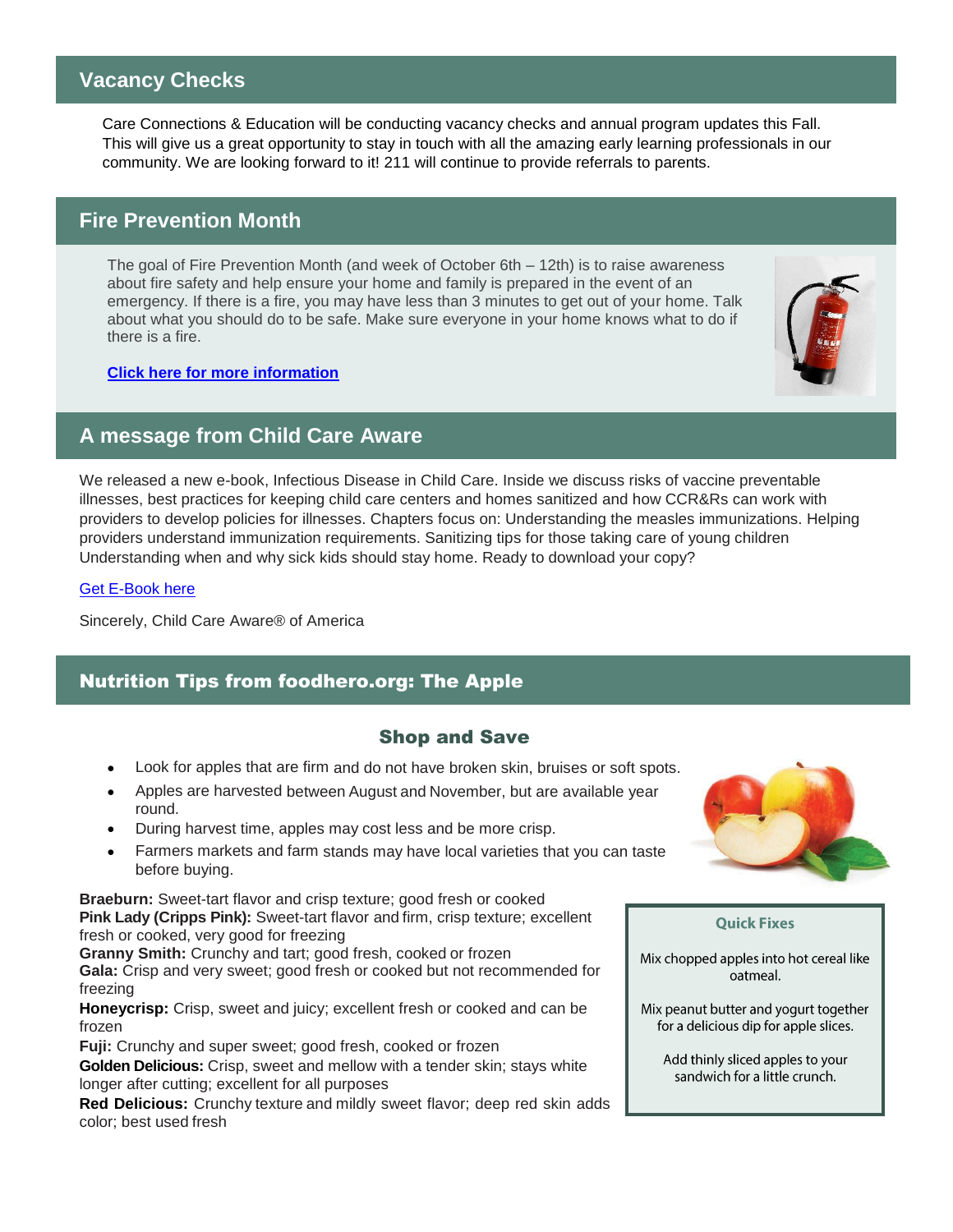## Vacancy Checks

Care Connections & Education will be conducting vacancy checks and annual program updates this Fall. This will give us a great opportunity to stay in touch with all the amazing early learning professionals in our community. We are looking forward to it! 211 will continue to provide referrals to parents.

## Fire Prevention Month

The goal of Fire Prevention Month (and week of October 6th – 12th) is to raise awareness about fire safety and help ensure your home and family is prepared in the event of an emergency. If there is a fire, you may have less than 3 minutes to get out of your home. Talk about what you should do to be safe. Make sure everyone in your home knows what to do if there is a fire.

**Click here for more information**

## A message from Child Care Aware

We released a new e-book, Infectious Disease in Child Care. Inside we discuss risks of vaccine preventable illnesses, best practices for keeping child care centers and homes sanitized and how CCR&Rs can work with providers to develop policies for illnesses. Chapters focus on: Understanding the measles immunizations. Helping providers understand immunization requirements. Sanitizing tips for those taking care of young children Understanding when and why sick kids should stay home. Ready to download your copy?

Get E-Book here

Sincerely, Child Care Aware® of America

## Nutrition Tips from foodhero.org: The Apple

### Shop and Save

- Look for apples that are firm and do not have broken skin, bruises or soft spots.
- Apples are harvested between August and November, but are available year round.
- During harvest time, apples may cost less and be more crisp.
- Farmers markets and farm stands may have local varieties that you can taste before buying.

**Braeburn:** Sweet-tart flavor and crisp texture; good fresh or cooked
**Pink Lady (Cripps Pink):** Sweet-tart flavor and firm, crisp texture; excellent fresh or cooked, very good for freezing
**Granny Smith:** Crunchy and tart; good fresh, cooked or frozen
**Gala:** Crisp and very sweet; good fresh or cooked but not recommended for freezing
**Honeycrisp:** Crisp, sweet and juicy; excellent fresh or cooked and can be frozen
**Fuji:** Crunchy and super sweet; good fresh, cooked or frozen
**Golden Delicious:** Crisp, sweet and mellow with a tender skin; stays white longer after cutting; excellent for all purposes
**Red Delicious:** Crunchy texture and mildly sweet flavor; deep red skin adds color; best used fresh

**Quick Fixes**

Mix chopped apples into hot cereal like oatmeal.

Mix peanut butter and yogurt together for a delicious dip for apple slices.

Add thinly sliced apples to your sandwich for a little crunch.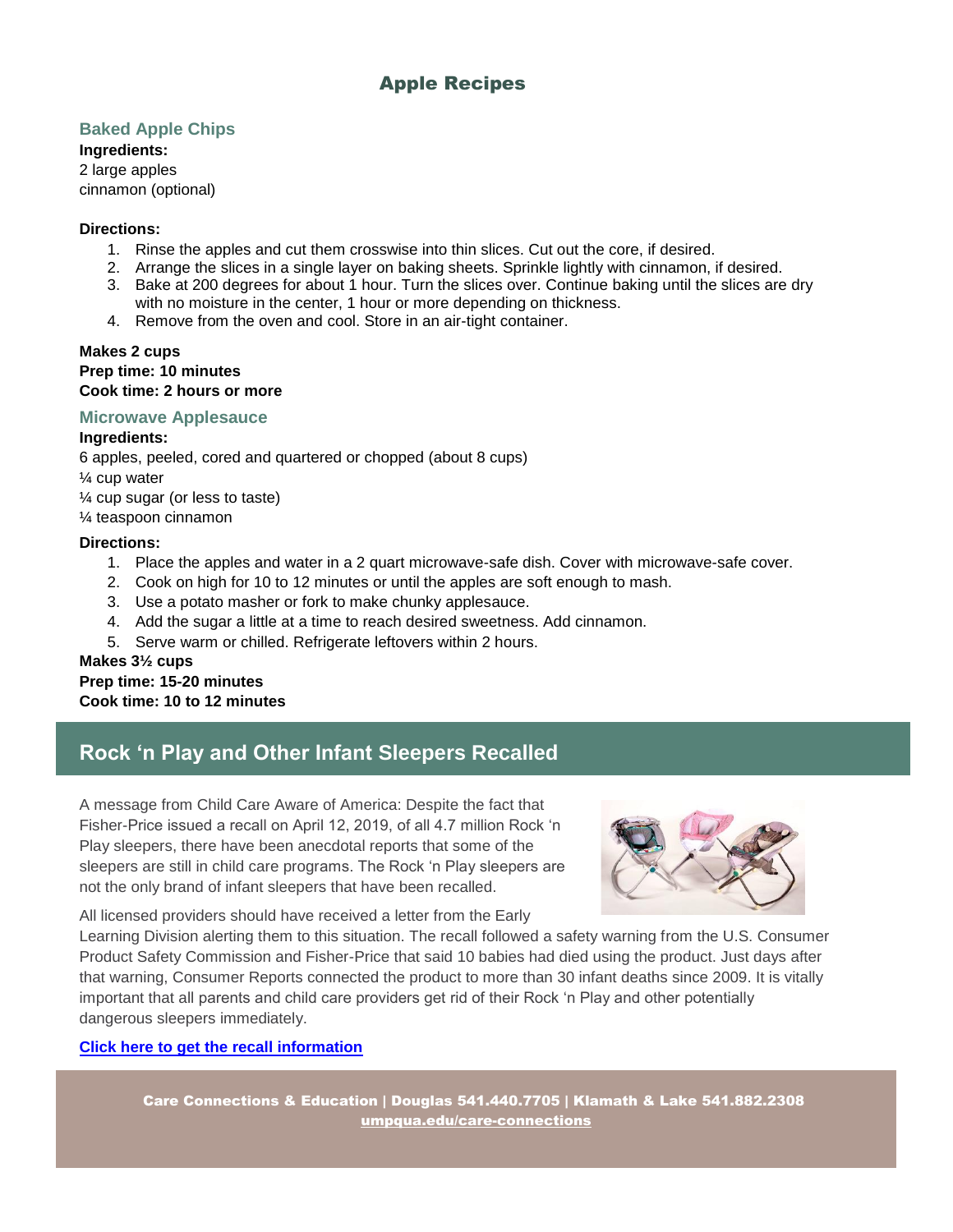# Apple Recipes

## Baked Apple Chips

**Ingredients:**

2 large apples
cinnamon (optional)

**Directions:**

1. Rinse the apples and cut them crosswise into thin slices. Cut out the core, if desired.
2. Arrange the slices in a single layer on baking sheets. Sprinkle lightly with cinnamon, if desired.
3. Bake at 200 degrees for about 1 hour. Turn the slices over. Continue baking until the slices are dry with no moisture in the center, 1 hour or more depending on thickness.
4. Remove from the oven and cool. Store in an air-tight container.

**Makes 2 cups**
**Prep time: 10 minutes**
**Cook time: 2 hours or more**

## Microwave Applesauce

**Ingredients:**

6 apples, peeled, cored and quartered or chopped (about 8 cups)
¼ cup water
¼ cup sugar (or less to taste)
¼ teaspoon cinnamon

**Directions:**

1. Place the apples and water in a 2 quart microwave-safe dish. Cover with microwave-safe cover.
2. Cook on high for 10 to 12 minutes or until the apples are soft enough to mash.
3. Use a potato masher or fork to make chunky applesauce.
4. Add the sugar a little at a time to reach desired sweetness. Add cinnamon.
5. Serve warm or chilled. Refrigerate leftovers within 2 hours.

**Makes 3½ cups**
**Prep time: 15-20 minutes**
**Cook time: 10 to 12 minutes**

## Rock 'n Play and Other Infant Sleepers Recalled

A message from Child Care Aware of America: Despite the fact that Fisher-Price issued a recall on April 12, 2019, of all 4.7 million Rock 'n Play sleepers, there have been anecdotal reports that some of the sleepers are still in child care programs. The Rock 'n Play sleepers are not the only brand of infant sleepers that have been recalled.

All licensed providers should have received a letter from the Early Learning Division alerting them to this situation. The recall followed a safety warning from the U.S. Consumer Product Safety Commission and Fisher-Price that said 10 babies had died using the product. Just days after that warning, Consumer Reports connected the product to more than 30 infant deaths since 2009. It is vitally important that all parents and child care providers get rid of their Rock 'n Play and other potentially dangerous sleepers immediately.

**Click here to get the recall information**

Care Connections & Education | Douglas 541.440.7705 | Klamath & Lake 541.882.2308
umpqua.edu/care-connections